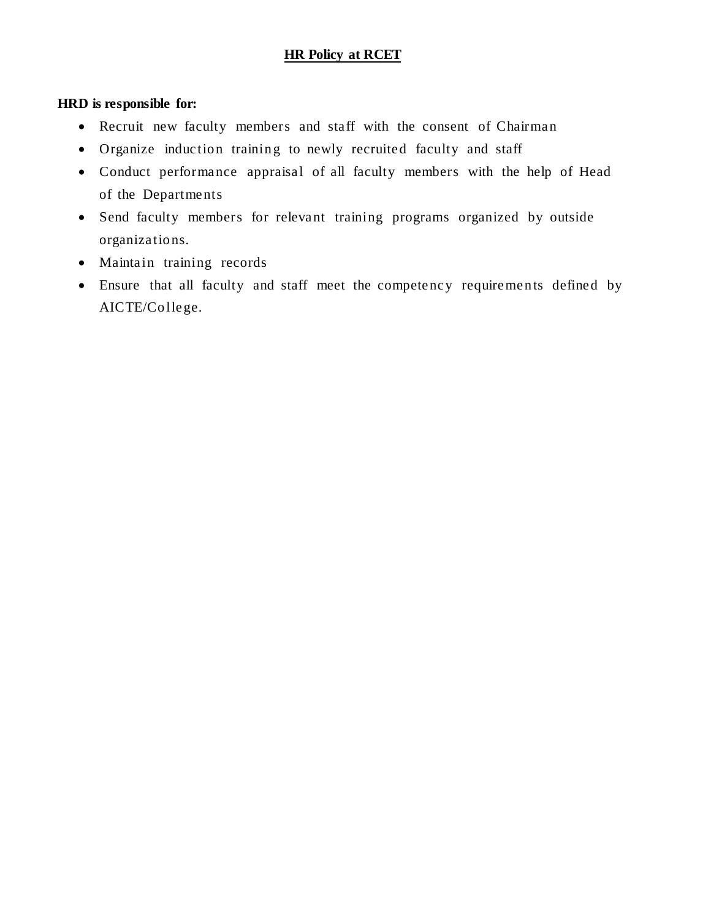# HR Policy at RCET

**HRD is responsible for:**

- Recruit new faculty members and staff with the consent of Chairman
- Organize induction training to newly recruited faculty and staff
- Conduct performance appraisal of all faculty members with the help of Head of the Departments
- Send faculty members for relevant training programs organized by outside organizations.
- Maintain training records
- Ensure that all faculty and staff meet the competency requirements defined by AICTE/College.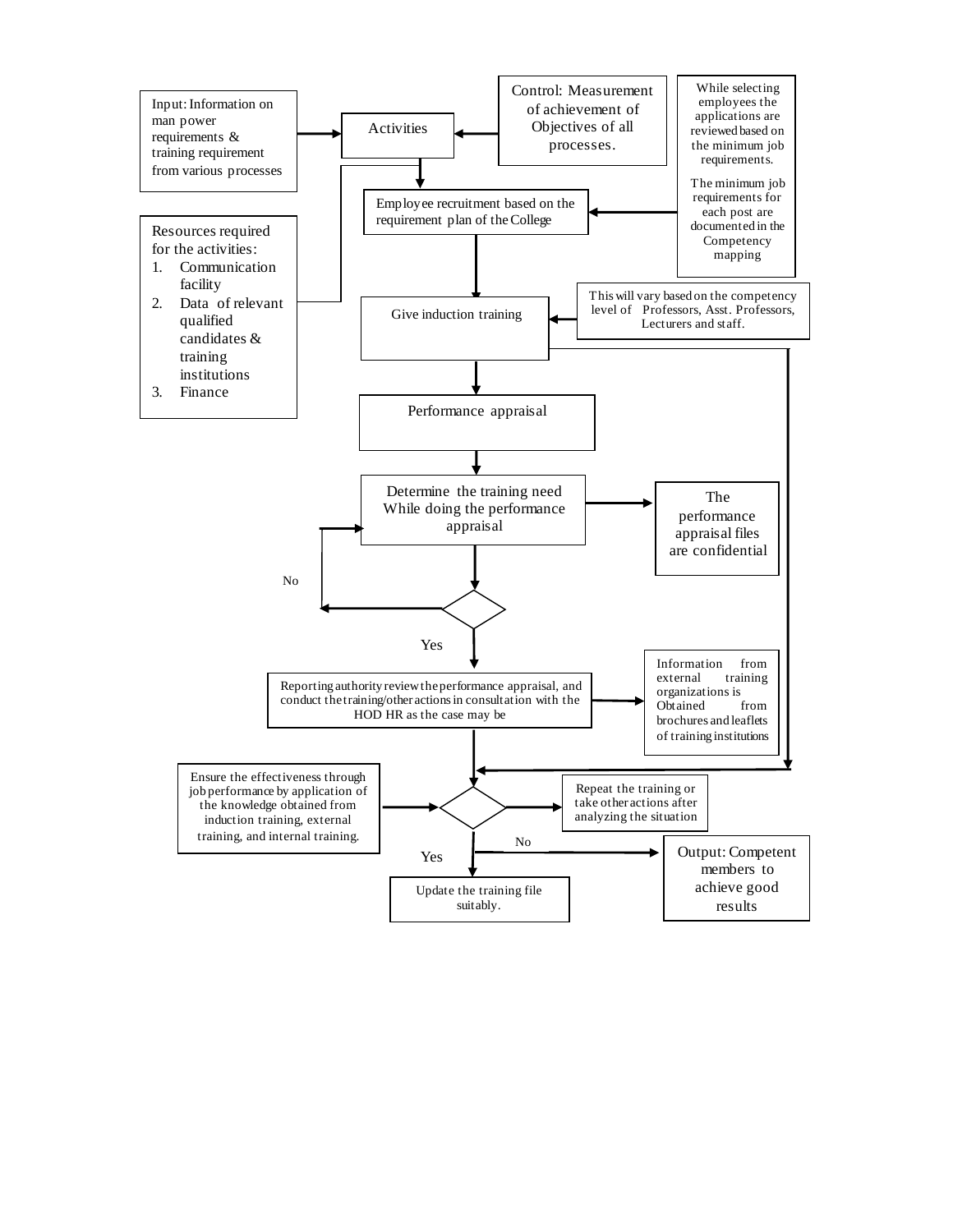Input: Information on man power requirements & training requirement from various processes

Activities

Control: Measurement of achievement of Objectives of all processes.

While selecting employees the applications are reviewed based on the minimum job requirements.

The minimum job requirements for each post are documented in the Competency mapping

Resources required for the activities:

1. Communication facility
2. Data of relevant qualified candidates & training institutions
3. Finance

Employee recruitment based on the requirement plan of the College

Give induction training

This will vary based on the competency level of Professors, Asst. Professors, Lecturers and staff.

Performance appraisal

Determine the training need While doing the performance appraisal

The performance appraisal files are confidential

No

Yes

Reporting authority review the performance appraisal, and conduct the training/other actions in consultation with the HOD HR as the case may be

Information from external training organizations is Obtained from brochures and leaflets of training institutions

Ensure the effectiveness through job performance by application of the knowledge obtained from induction training, external training, and internal training.

Repeat the training or take other actions after analyzing the situation

No

Yes

Update the training file suitably.

Output: Competent members to achieve good results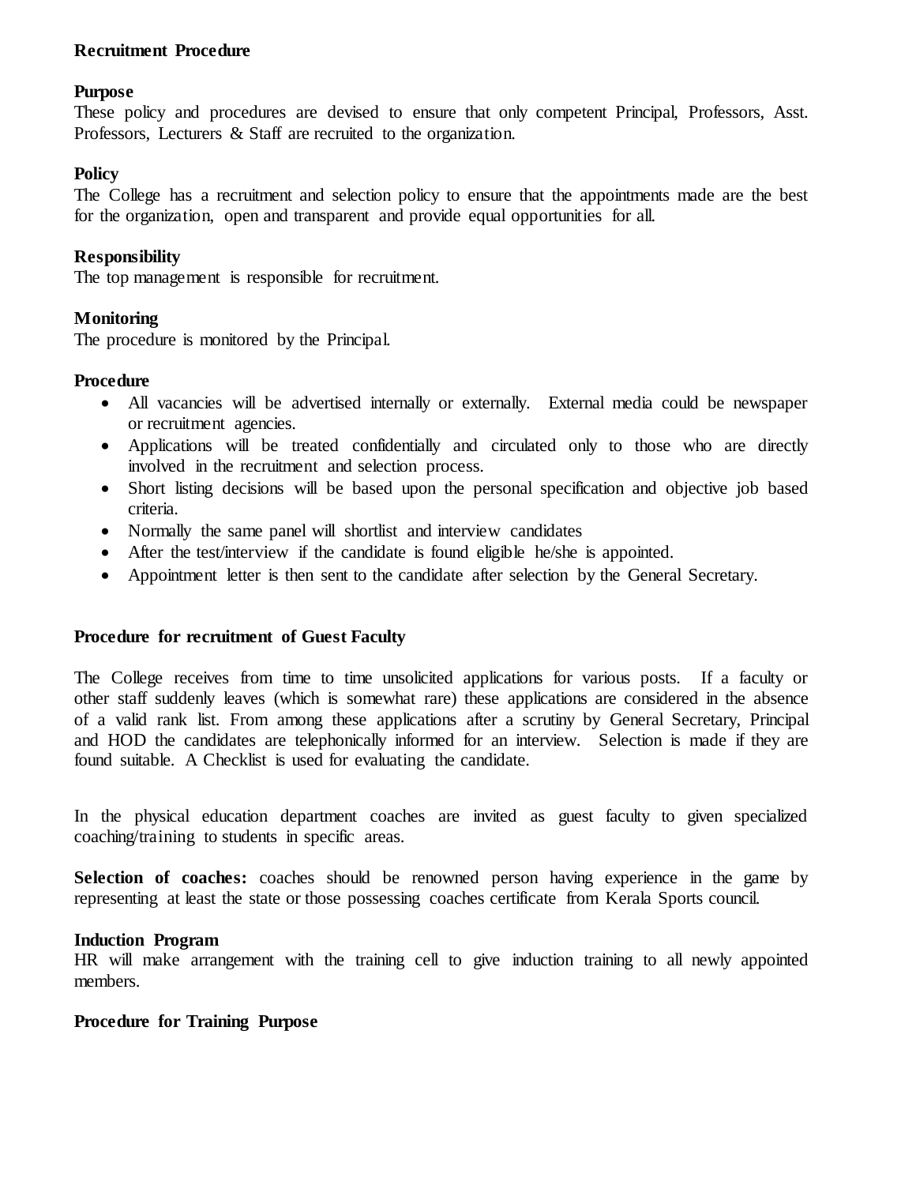## Recruitment Procedure

### Purpose

These policy and procedures are devised to ensure that only competent Principal, Professors, Asst. Professors, Lecturers & Staff are recruited to the organization.

### Policy

The College has a recruitment and selection policy to ensure that the appointments made are the best for the organization, open and transparent and provide equal opportunities for all.

### Responsibility

The top management is responsible for recruitment.

### Monitoring

The procedure is monitored by the Principal.

### Procedure

- All vacancies will be advertised internally or externally. External media could be newspaper or recruitment agencies.
- Applications will be treated confidentially and circulated only to those who are directly involved in the recruitment and selection process.
- Short listing decisions will be based upon the personal specification and objective job based criteria.
- Normally the same panel will shortlist and interview candidates
- After the test/interview if the candidate is found eligible he/she is appointed.
- Appointment letter is then sent to the candidate after selection by the General Secretary.

### Procedure for recruitment of Guest Faculty

The College receives from time to time unsolicited applications for various posts. If a faculty or other staff suddenly leaves (which is somewhat rare) these applications are considered in the absence of a valid rank list. From among these applications after a scrutiny by General Secretary, Principal and HOD the candidates are telephonically informed for an interview. Selection is made if they are found suitable. A Checklist is used for evaluating the candidate.

In the physical education department coaches are invited as guest faculty to given specialized coaching/training to students in specific areas.

**Selection of coaches:** coaches should be renowned person having experience in the game by representing at least the state or those possessing coaches certificate from Kerala Sports council.

### Induction Program

HR will make arrangement with the training cell to give induction training to all newly appointed members.

### Procedure for Training Purpose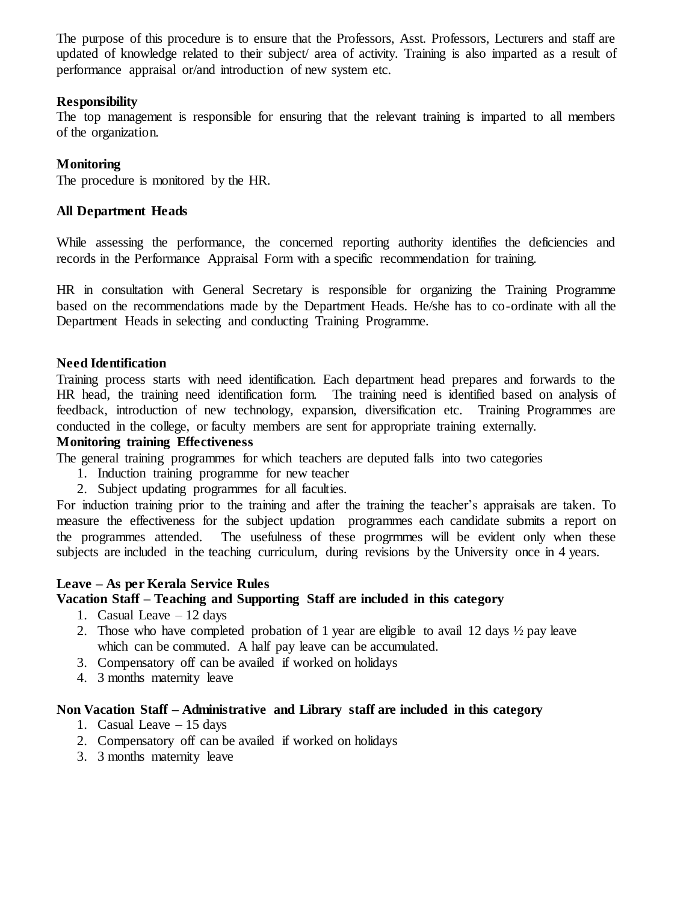The purpose of this procedure is to ensure that the Professors, Asst. Professors, Lecturers and staff are updated of knowledge related to their subject/ area of activity. Training is also imparted as a result of performance appraisal or/and introduction of new system etc.

**Responsibility**

The top management is responsible for ensuring that the relevant training is imparted to all members of the organization.

**Monitoring**

The procedure is monitored by the HR.

**All Department Heads**

While assessing the performance, the concerned reporting authority identifies the deficiencies and records in the Performance Appraisal Form with a specific recommendation for training.

HR in consultation with General Secretary is responsible for organizing the Training Programme based on the recommendations made by the Department Heads. He/she has to co-ordinate with all the Department Heads in selecting and conducting Training Programme.

**Need Identification**

Training process starts with need identification. Each department head prepares and forwards to the HR head, the training need identification form. The training need is identified based on analysis of feedback, introduction of new technology, expansion, diversification etc. Training Programmes are conducted in the college, or faculty members are sent for appropriate training externally.

**Monitoring training Effectiveness**

The general training programmes for which teachers are deputed falls into two categories

1. Induction training programme for new teacher
2. Subject updating programmes for all faculties.

For induction training prior to the training and after the training the teacher's appraisals are taken. To measure the effectiveness for the subject updation programmes each candidate submits a report on the programmes attended. The usefulness of these progrmmes will be evident only when these subjects are included in the teaching curriculum, during revisions by the University once in 4 years.

**Leave – As per Kerala Service Rules**

**Vacation Staff – Teaching and Supporting Staff are included in this category**

1. Casual Leave – 12 days
2. Those who have completed probation of 1 year are eligible to avail 12 days ½ pay leave which can be commuted. A half pay leave can be accumulated.
3. Compensatory off can be availed if worked on holidays
4. 3 months maternity leave

**Non Vacation Staff – Administrative and Library staff are included in this category**

1. Casual Leave – 15 days
2. Compensatory off can be availed if worked on holidays
3. 3 months maternity leave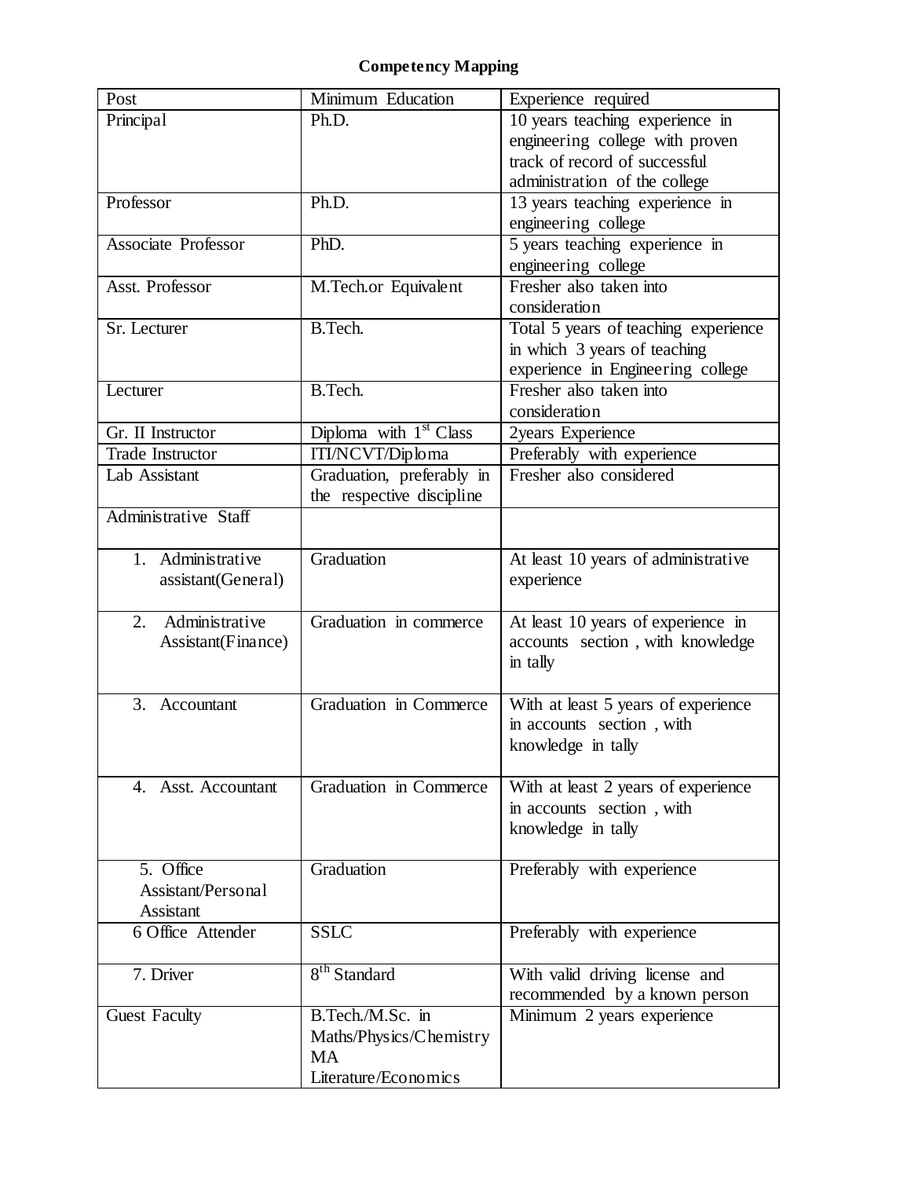**Competency Mapping**

| Post | Minimum Education | Experience required |
|---|---|---|
| Principal | Ph.D. | 10 years teaching experience in engineering college with proven track of record of successful administration of the college |
| Professor | Ph.D. | 13 years teaching experience in engineering college |
| Associate Professor | PhD. | 5 years teaching experience in engineering college |
| Asst. Professor | M.Tech.or Equivalent | Fresher also taken into consideration |
| Sr. Lecturer | B.Tech. | Total 5 years of teaching experience in which 3 years of teaching experience in Engineering college |
| Lecturer | B.Tech. | Fresher also taken into consideration |
| Gr. II Instructor | Diploma with 1st Class | 2years Experience |
| Trade Instructor | ITI/NCVT/Diploma | Preferably with experience |
| Lab Assistant | Graduation, preferably in the respective discipline | Fresher also considered |
| Administrative Staff | | |
| 1. Administrative assistant(General) | Graduation | At least 10 years of administrative experience |
| 2. Administrative Assistant(Finance) | Graduation in commerce | At least 10 years of experience in accounts section , with knowledge in tally |
| 3. Accountant | Graduation in Commerce | With at least 5 years of experience in accounts section , with knowledge in tally |
| 4. Asst. Accountant | Graduation in Commerce | With at least 2 years of experience in accounts section , with knowledge in tally |
| 5. Office Assistant/Personal Assistant | Graduation | Preferably with experience |
| 6 Office Attender | SSLC | Preferably with experience |
| 7. Driver | 8th Standard | With valid driving license and recommended by a known person |
| Guest Faculty | B.Tech./M.Sc. in Maths/Physics/Chemistry MA Literature/Economics | Minimum 2 years experience |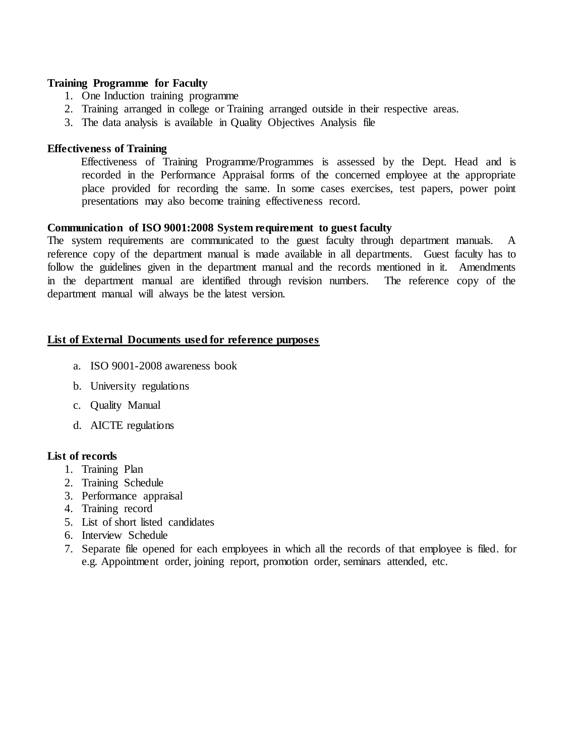**Training Programme for Faculty**

1. One Induction training programme
2. Training arranged in college or Training arranged outside in their respective areas.
3. The data analysis is available in Quality Objectives Analysis file

**Effectiveness of Training**

Effectiveness of Training Programme/Programmes is assessed by the Dept. Head and is recorded in the Performance Appraisal forms of the concerned employee at the appropriate place provided for recording the same. In some cases exercises, test papers, power point presentations may also become training effectiveness record.

**Communication of ISO 9001:2008 System requirement to guest faculty**

The system requirements are communicated to the guest faculty through department manuals. A reference copy of the department manual is made available in all departments. Guest faculty has to follow the guidelines given in the department manual and the records mentioned in it. Amendments in the department manual are identified through revision numbers. The reference copy of the department manual will always be the latest version.

**<u>List of External Documents used for reference purposes</u>**

a. ISO 9001-2008 awareness book
b. University regulations
c. Quality Manual
d. AICTE regulations

**List of records**

1. Training Plan
2. Training Schedule
3. Performance appraisal
4. Training record
5. List of short listed candidates
6. Interview Schedule
7. Separate file opened for each employees in which all the records of that employee is filed. for e.g. Appointment order, joining report, promotion order, seminars attended, etc.